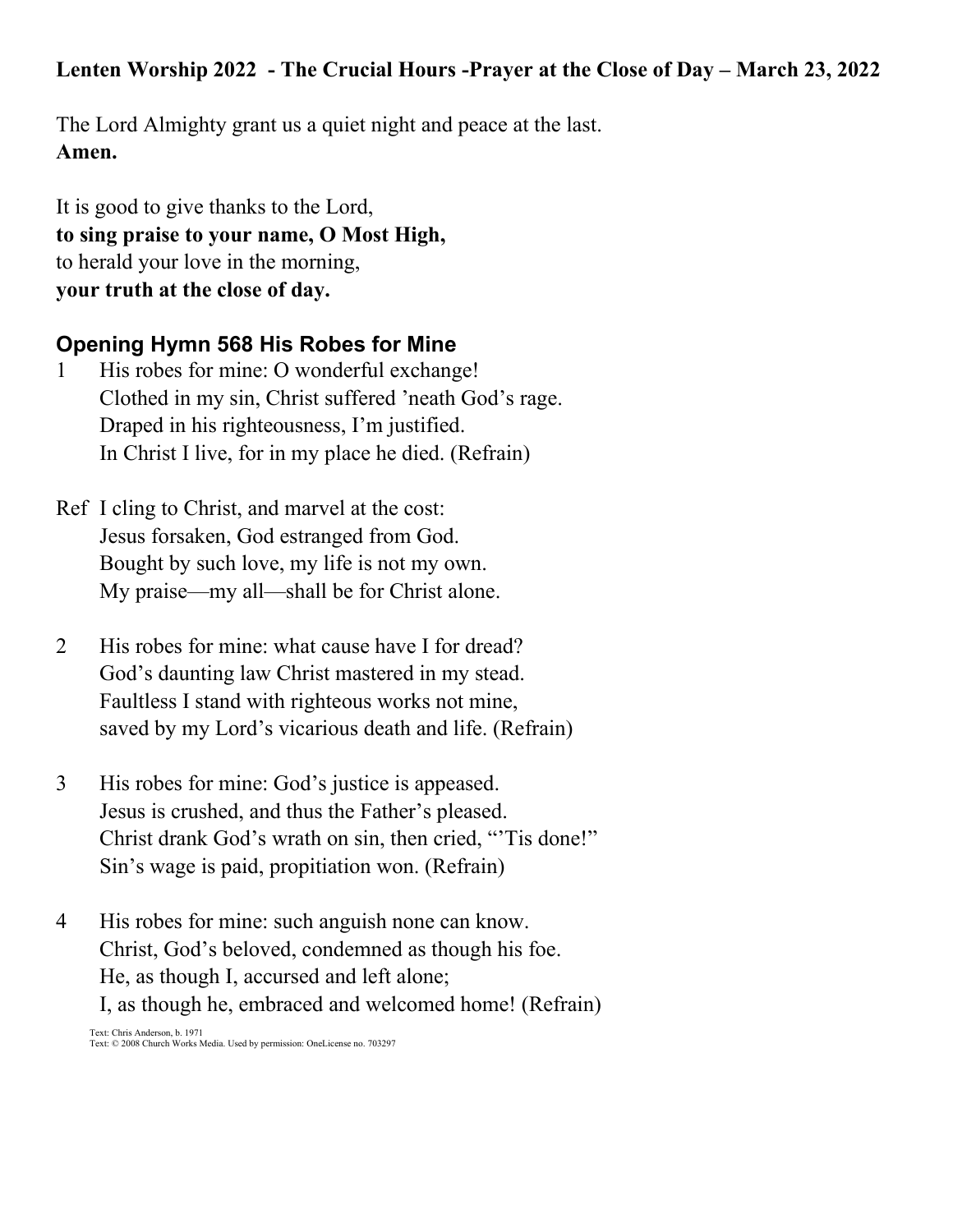**Lenten Worship 2022 - The Crucial Hours -Prayer at the Close of Day – March 23, 2022**

The Lord Almighty grant us a quiet night and peace at the last.
**Amen.**

It is good to give thanks to the Lord,
**to sing praise to your name, O Most High,**
to herald your love in the morning,
**your truth at the close of day.**

## Opening Hymn 568 His Robes for Mine

1 His robes for mine: O wonderful exchange!
Clothed in my sin, Christ suffered 'neath God's rage.
Draped in his righteousness, I'm justified.
In Christ I live, for in my place he died. (Refrain)

Ref I cling to Christ, and marvel at the cost:
Jesus forsaken, God estranged from God.
Bought by such love, my life is not my own.
My praise—my all—shall be for Christ alone.

2 His robes for mine: what cause have I for dread?
God's daunting law Christ mastered in my stead.
Faultless I stand with righteous works not mine,
saved by my Lord's vicarious death and life. (Refrain)

3 His robes for mine: God's justice is appeased.
Jesus is crushed, and thus the Father's pleased.
Christ drank God's wrath on sin, then cried, "'Tis done!"
Sin's wage is paid, propitiation won. (Refrain)

4 His robes for mine: such anguish none can know.
Christ, God's beloved, condemned as though his foe.
He, as though I, accursed and left alone;
I, as though he, embraced and welcomed home! (Refrain)

Text: Chris Anderson, b. 1971
Text: © 2008 Church Works Media. Used by permission: OneLicense no. 703297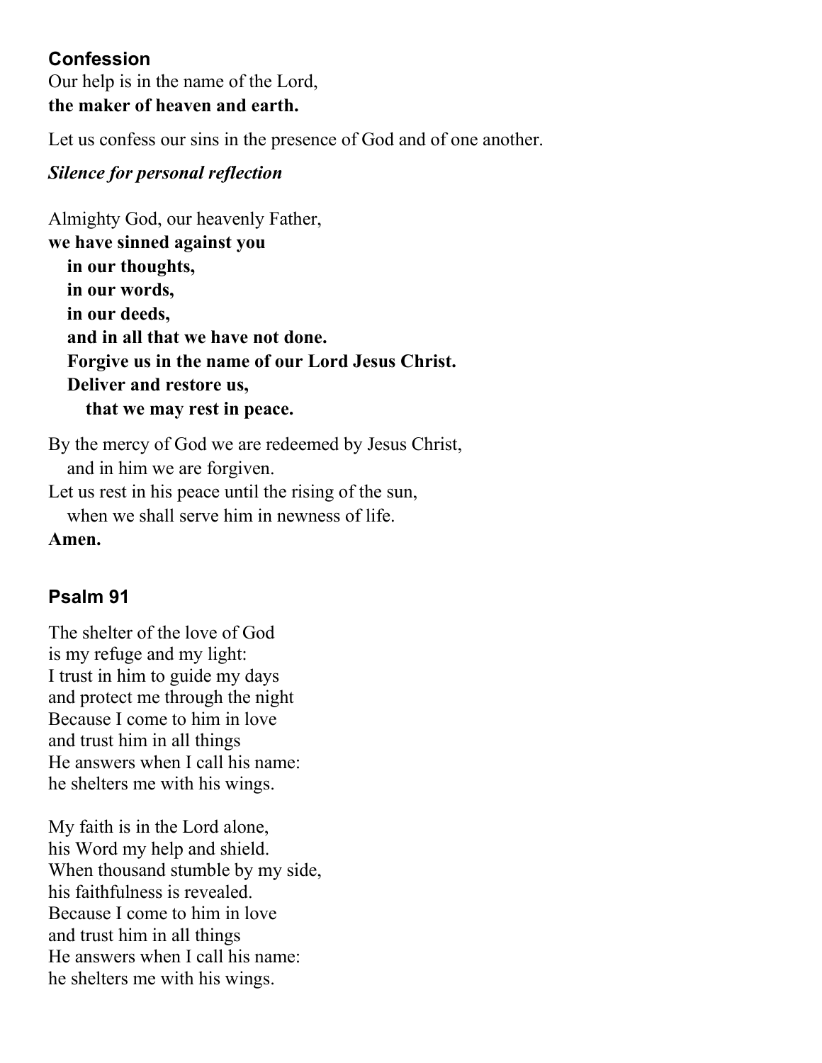## Confession

Our help is in the name of the Lord,
**the maker of heaven and earth.**

Let us confess our sins in the presence of God and of one another.

***Silence for personal reflection***

Almighty God, our heavenly Father,
**we have sinned against you**
**in our thoughts,**
**in our words,**
**in our deeds,**
**and in all that we have not done.**
**Forgive us in the name of our Lord Jesus Christ.**
**Deliver and restore us,**
**that we may rest in peace.**

By the mercy of God we are redeemed by Jesus Christ,
and in him we are forgiven.
Let us rest in his peace until the rising of the sun,
when we shall serve him in newness of life.
**Amen.**

## Psalm 91

The shelter of the love of God
is my refuge and my light:
I trust in him to guide my days
and protect me through the night
Because I come to him in love
and trust him in all things
He answers when I call his name:
he shelters me with his wings.

My faith is in the Lord alone,
his Word my help and shield.
When thousand stumble by my side,
his faithfulness is revealed.
Because I come to him in love
and trust him in all things
He answers when I call his name:
he shelters me with his wings.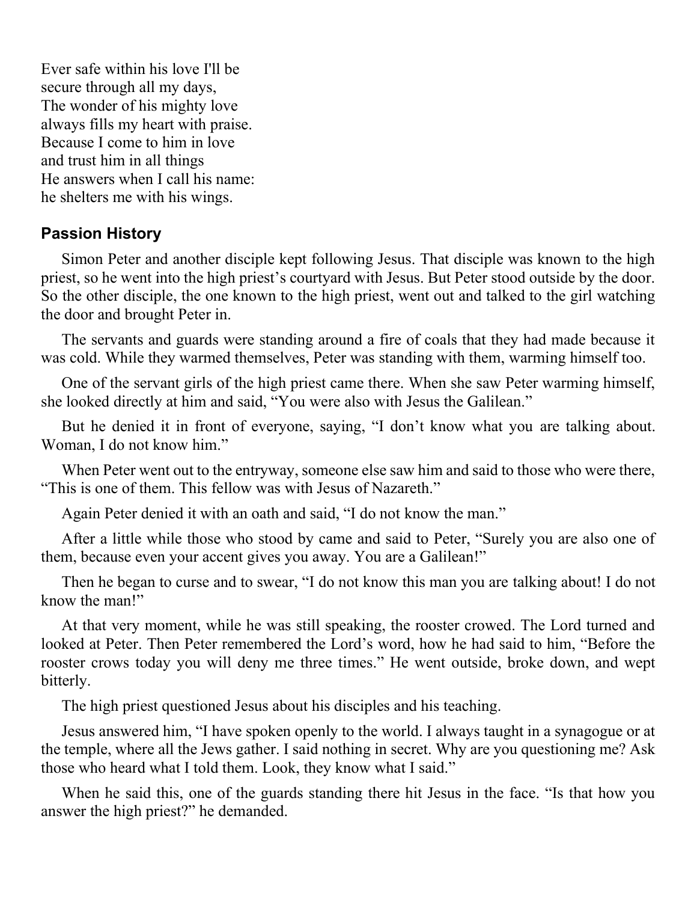Ever safe within his love I'll be
secure through all my days,
The wonder of his mighty love
always fills my heart with praise.
Because I come to him in love
and trust him in all things
He answers when I call his name:
he shelters me with his wings.

## Passion History

Simon Peter and another disciple kept following Jesus. That disciple was known to the high priest, so he went into the high priest's courtyard with Jesus. But Peter stood outside by the door. So the other disciple, the one known to the high priest, went out and talked to the girl watching the door and brought Peter in.

The servants and guards were standing around a fire of coals that they had made because it was cold. While they warmed themselves, Peter was standing with them, warming himself too.

One of the servant girls of the high priest came there. When she saw Peter warming himself, she looked directly at him and said, "You were also with Jesus the Galilean."

But he denied it in front of everyone, saying, "I don't know what you are talking about. Woman, I do not know him."

When Peter went out to the entryway, someone else saw him and said to those who were there, "This is one of them. This fellow was with Jesus of Nazareth."

Again Peter denied it with an oath and said, "I do not know the man."

After a little while those who stood by came and said to Peter, "Surely you are also one of them, because even your accent gives you away. You are a Galilean!"

Then he began to curse and to swear, "I do not know this man you are talking about! I do not know the man!"

At that very moment, while he was still speaking, the rooster crowed. The Lord turned and looked at Peter. Then Peter remembered the Lord's word, how he had said to him, "Before the rooster crows today you will deny me three times." He went outside, broke down, and wept bitterly.

The high priest questioned Jesus about his disciples and his teaching.

Jesus answered him, "I have spoken openly to the world. I always taught in a synagogue or at the temple, where all the Jews gather. I said nothing in secret. Why are you questioning me? Ask those who heard what I told them. Look, they know what I said."

When he said this, one of the guards standing there hit Jesus in the face. "Is that how you answer the high priest?" he demanded.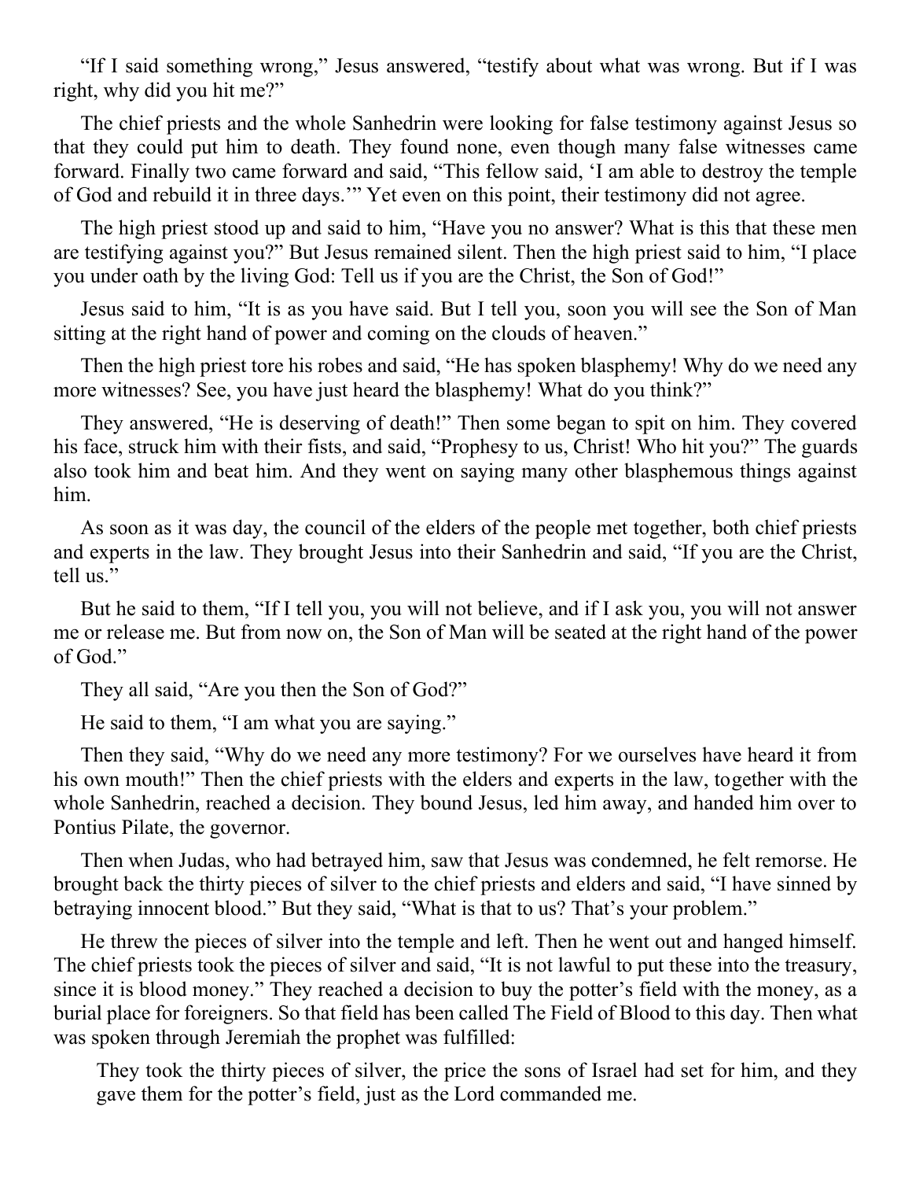"If I said something wrong," Jesus answered, "testify about what was wrong. But if I was right, why did you hit me?"

The chief priests and the whole Sanhedrin were looking for false testimony against Jesus so that they could put him to death. They found none, even though many false witnesses came forward. Finally two came forward and said, "This fellow said, 'I am able to destroy the temple of God and rebuild it in three days.'" Yet even on this point, their testimony did not agree.

The high priest stood up and said to him, "Have you no answer? What is this that these men are testifying against you?" But Jesus remained silent. Then the high priest said to him, "I place you under oath by the living God: Tell us if you are the Christ, the Son of God!"

Jesus said to him, "It is as you have said. But I tell you, soon you will see the Son of Man sitting at the right hand of power and coming on the clouds of heaven."

Then the high priest tore his robes and said, "He has spoken blasphemy! Why do we need any more witnesses? See, you have just heard the blasphemy! What do you think?"

They answered, "He is deserving of death!" Then some began to spit on him. They covered his face, struck him with their fists, and said, "Prophesy to us, Christ! Who hit you?" The guards also took him and beat him. And they went on saying many other blasphemous things against him.

As soon as it was day, the council of the elders of the people met together, both chief priests and experts in the law. They brought Jesus into their Sanhedrin and said, "If you are the Christ, tell us."

But he said to them, "If I tell you, you will not believe, and if I ask you, you will not answer me or release me. But from now on, the Son of Man will be seated at the right hand of the power of God."

They all said, "Are you then the Son of God?"

He said to them, "I am what you are saying."

Then they said, "Why do we need any more testimony? For we ourselves have heard it from his own mouth!" Then the chief priests with the elders and experts in the law, together with the whole Sanhedrin, reached a decision. They bound Jesus, led him away, and handed him over to Pontius Pilate, the governor.

Then when Judas, who had betrayed him, saw that Jesus was condemned, he felt remorse. He brought back the thirty pieces of silver to the chief priests and elders and said, "I have sinned by betraying innocent blood." But they said, "What is that to us? That's your problem."

He threw the pieces of silver into the temple and left. Then he went out and hanged himself. The chief priests took the pieces of silver and said, "It is not lawful to put these into the treasury, since it is blood money." They reached a decision to buy the potter's field with the money, as a burial place for foreigners. So that field has been called The Field of Blood to this day. Then what was spoken through Jeremiah the prophet was fulfilled:

> They took the thirty pieces of silver, the price the sons of Israel had set for him, and they gave them for the potter's field, just as the Lord commanded me.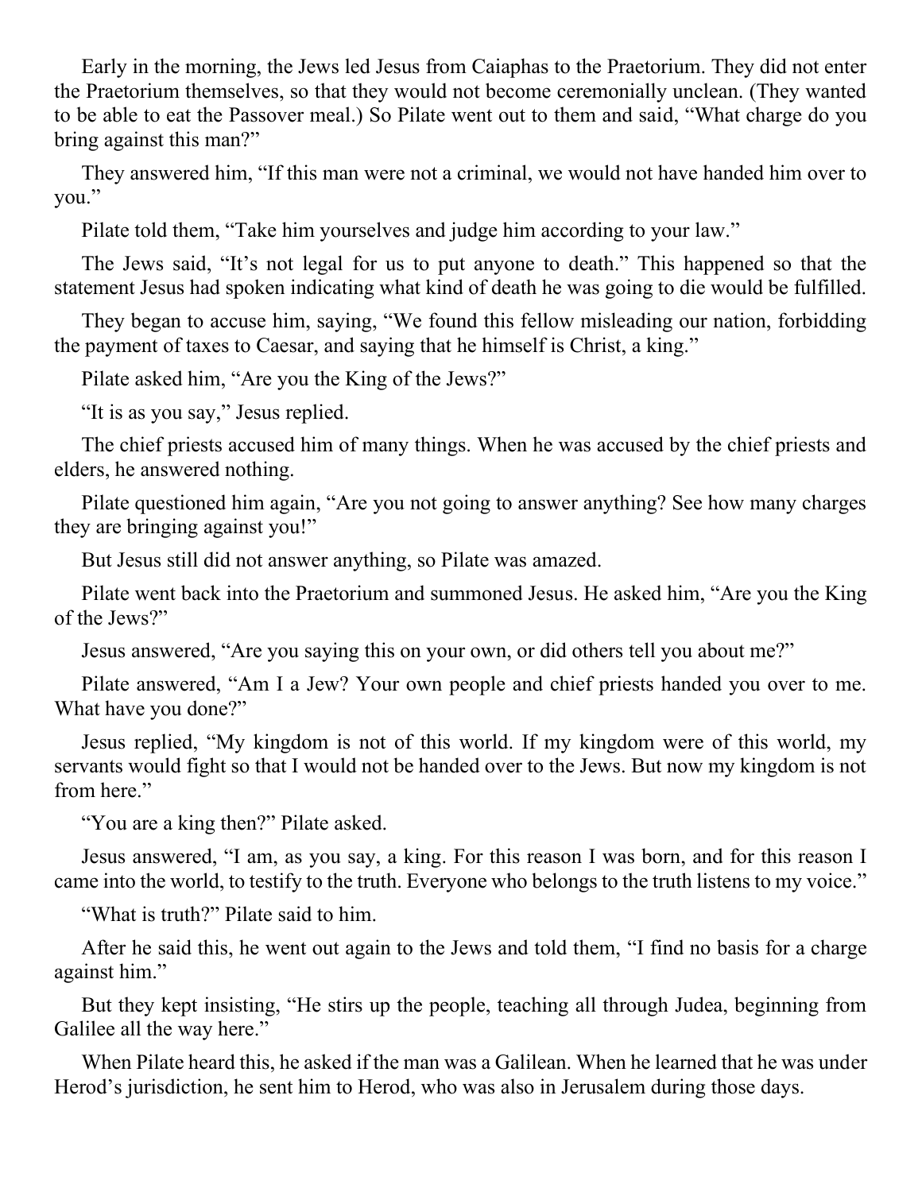Early in the morning, the Jews led Jesus from Caiaphas to the Praetorium. They did not enter the Praetorium themselves, so that they would not become ceremonially unclean. (They wanted to be able to eat the Passover meal.) So Pilate went out to them and said, “What charge do you bring against this man?”

They answered him, “If this man were not a criminal, we would not have handed him over to you.”

Pilate told them, “Take him yourselves and judge him according to your law.”

The Jews said, “It’s not legal for us to put anyone to death.” This happened so that the statement Jesus had spoken indicating what kind of death he was going to die would be fulfilled.

They began to accuse him, saying, “We found this fellow misleading our nation, forbidding the payment of taxes to Caesar, and saying that he himself is Christ, a king.”

Pilate asked him, “Are you the King of the Jews?”

“It is as you say,” Jesus replied.

The chief priests accused him of many things. When he was accused by the chief priests and elders, he answered nothing.

Pilate questioned him again, “Are you not going to answer anything? See how many charges they are bringing against you!”

But Jesus still did not answer anything, so Pilate was amazed.

Pilate went back into the Praetorium and summoned Jesus. He asked him, “Are you the King of the Jews?”

Jesus answered, “Are you saying this on your own, or did others tell you about me?”

Pilate answered, “Am I a Jew? Your own people and chief priests handed you over to me. What have you done?”

Jesus replied, “My kingdom is not of this world. If my kingdom were of this world, my servants would fight so that I would not be handed over to the Jews. But now my kingdom is not from here.”

“You are a king then?” Pilate asked.

Jesus answered, “I am, as you say, a king. For this reason I was born, and for this reason I came into the world, to testify to the truth. Everyone who belongs to the truth listens to my voice.”

“What is truth?” Pilate said to him.

After he said this, he went out again to the Jews and told them, “I find no basis for a charge against him.”

But they kept insisting, “He stirs up the people, teaching all through Judea, beginning from Galilee all the way here.”

When Pilate heard this, he asked if the man was a Galilean. When he learned that he was under Herod’s jurisdiction, he sent him to Herod, who was also in Jerusalem during those days.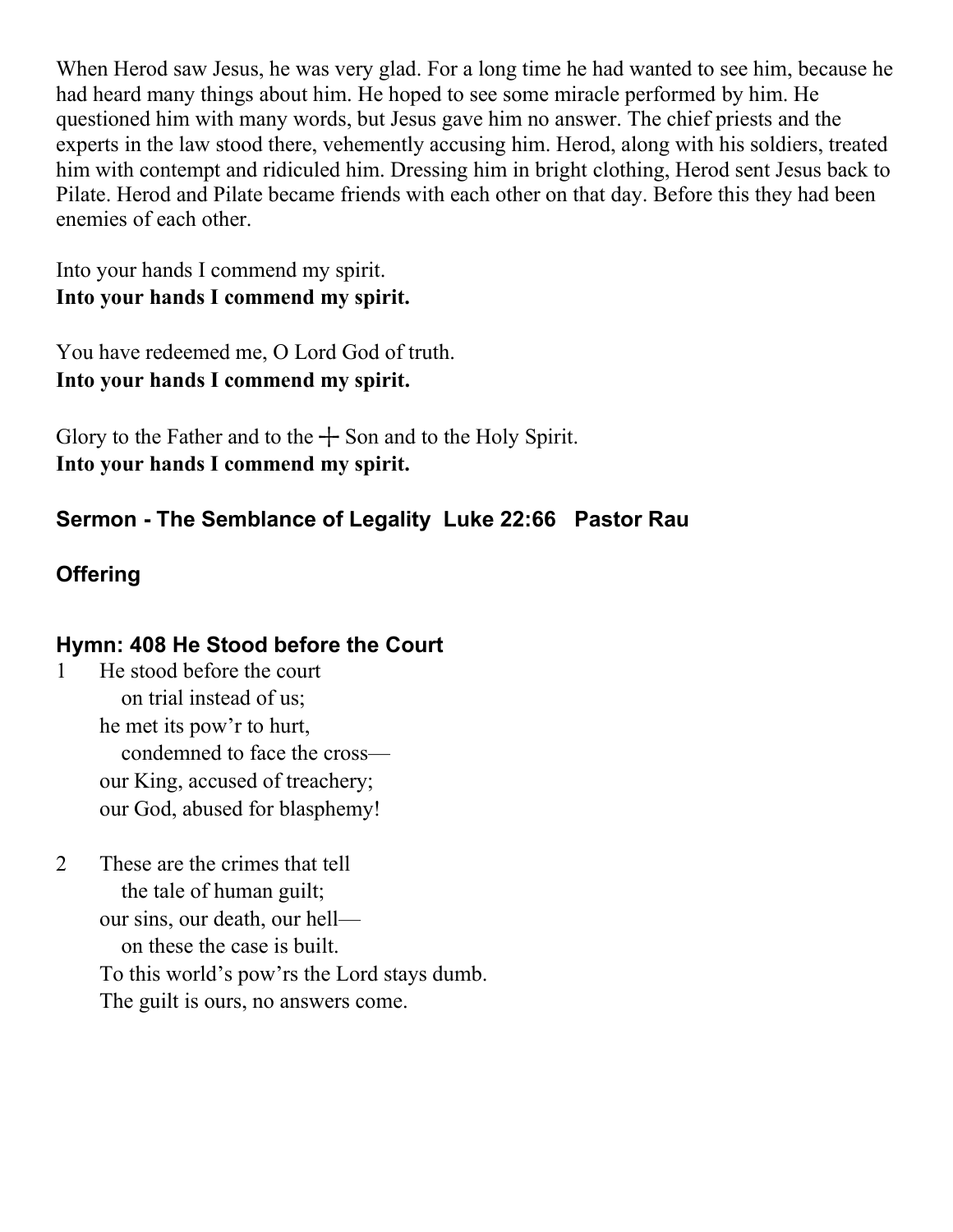When Herod saw Jesus, he was very glad. For a long time he had wanted to see him, because he had heard many things about him. He hoped to see some miracle performed by him. He questioned him with many words, but Jesus gave him no answer. The chief priests and the experts in the law stood there, vehemently accusing him. Herod, along with his soldiers, treated him with contempt and ridiculed him. Dressing him in bright clothing, Herod sent Jesus back to Pilate. Herod and Pilate became friends with each other on that day. Before this they had been enemies of each other.

Into your hands I commend my spirit.
**Into your hands I commend my spirit.**

You have redeemed me, O Lord God of truth.
**Into your hands I commend my spirit.**

Glory to the Father and to the ┼ Son and to the Holy Spirit.
**Into your hands I commend my spirit.**

### Sermon - The Semblance of Legality Luke 22:66 Pastor Rau

### Offering

### Hymn: 408 He Stood before the Court

1 He stood before the court
on trial instead of us;
he met its pow'r to hurt,
condemned to face the cross—
our King, accused of treachery;
our God, abused for blasphemy!

2 These are the crimes that tell
the tale of human guilt;
our sins, our death, our hell—
on these the case is built.
To this world's pow'rs the Lord stays dumb.
The guilt is ours, no answers come.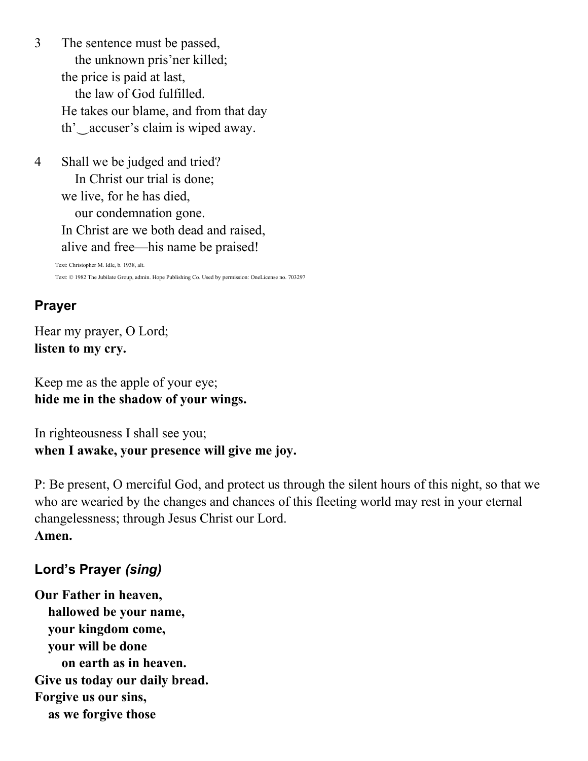3 The sentence must be passed,
   the unknown pris'ner killed;
the price is paid at last,
   the law of God fulfilled.
He takes our blame, and from that day
th'‿accuser's claim is wiped away.

4 Shall we be judged and tried?
   In Christ our trial is done;
we live, for he has died,
   our condemnation gone.
In Christ are we both dead and raised,
alive and free—his name be praised!

Text: Christopher M. Idle, b. 1938, alt.

Text: © 1982 The Jubilate Group, admin. Hope Publishing Co. Used by permission: OneLicense no. 703297

## Prayer

Hear my prayer, O Lord;
**listen to my cry.**

Keep me as the apple of your eye;
**hide me in the shadow of your wings.**

In righteousness I shall see you;
**when I awake, your presence will give me joy.**

P: Be present, O merciful God, and protect us through the silent hours of this night, so that we who are wearied by the changes and chances of this fleeting world may rest in your eternal changelessness; through Jesus Christ our Lord.
**Amen.**

## Lord's Prayer *(sing)*

**Our Father in heaven,**
   **hallowed be your name,**
   **your kingdom come,**
   **your will be done**
      **on earth as in heaven.**
**Give us today our daily bread.**
**Forgive us our sins,**
   **as we forgive those**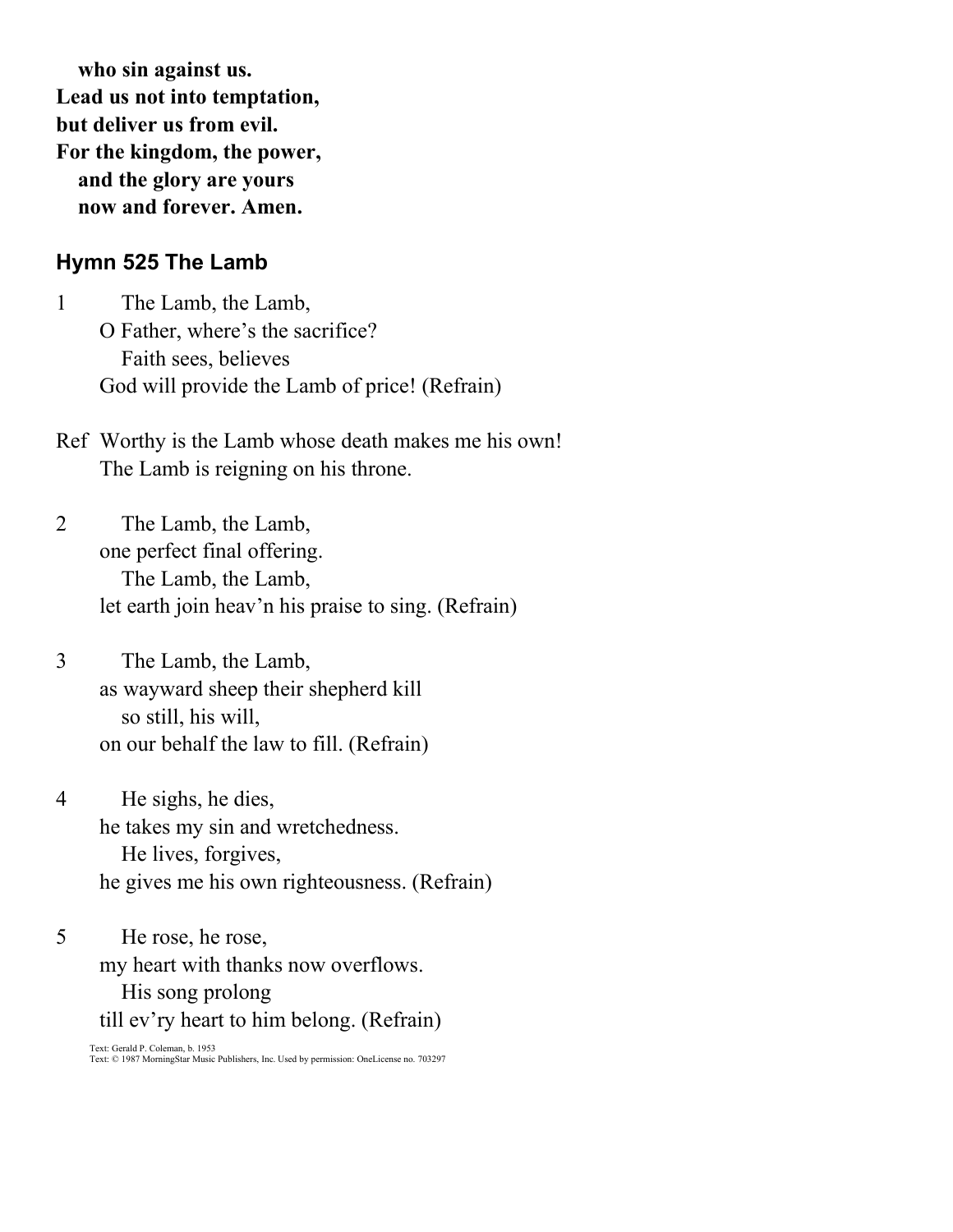**who sin against us.**
**Lead us not into temptation,**
**but deliver us from evil.**
**For the kingdom, the power,**
**and the glory are yours**
**now and forever. Amen.**

## Hymn 525 The Lamb

1 The Lamb, the Lamb,
O Father, where's the sacrifice?
Faith sees, believes
God will provide the Lamb of price! (Refrain)

Ref Worthy is the Lamb whose death makes me his own!
The Lamb is reigning on his throne.

2 The Lamb, the Lamb,
one perfect final offering.
The Lamb, the Lamb,
let earth join heav'n his praise to sing. (Refrain)

3 The Lamb, the Lamb,
as wayward sheep their shepherd kill
so still, his will,
on our behalf the law to fill. (Refrain)

4 He sighs, he dies,
he takes my sin and wretchedness.
He lives, forgives,
he gives me his own righteousness. (Refrain)

5 He rose, he rose,
my heart with thanks now overflows.
His song prolong
till ev'ry heart to him belong. (Refrain)

Text: Gerald P. Coleman, b. 1953
Text: © 1987 MorningStar Music Publishers, Inc. Used by permission: OneLicense no. 703297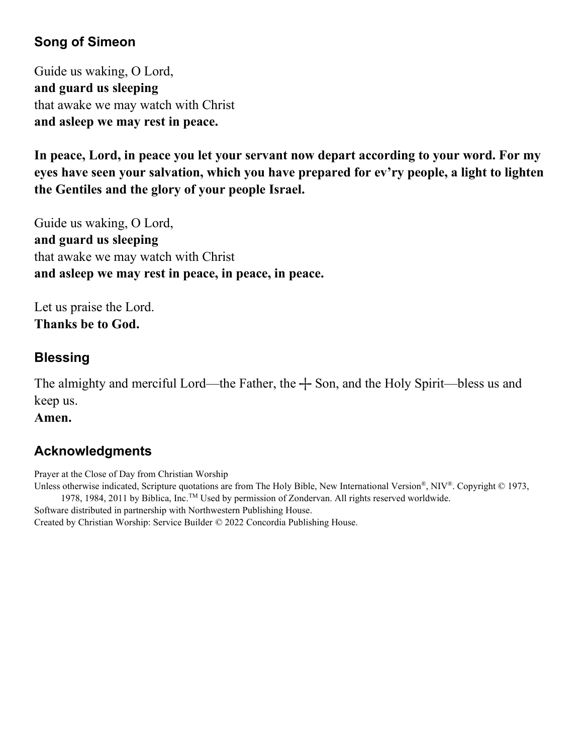## Song of Simeon

Guide us waking, O Lord,
**and guard us sleeping**
that awake we may watch with Christ
**and asleep we may rest in peace.**

**In peace, Lord, in peace you let your servant now depart according to your word. For my eyes have seen your salvation, which you have prepared for ev'ry people, a light to lighten the Gentiles and the glory of your people Israel.**

Guide us waking, O Lord,
**and guard us sleeping**
that awake we may watch with Christ
**and asleep we may rest in peace, in peace, in peace.**

Let us praise the Lord.
**Thanks be to God.**

## Blessing

The almighty and merciful Lord—the Father, the ┼ Son, and the Holy Spirit—bless us and keep us.
**Amen.**

## Acknowledgments

Prayer at the Close of Day from Christian Worship
Unless otherwise indicated, Scripture quotations are from The Holy Bible, New International Version®, NIV®. Copyright © 1973, 1978, 1984, 2011 by Biblica, Inc.™ Used by permission of Zondervan. All rights reserved worldwide.
Software distributed in partnership with Northwestern Publishing House.
Created by Christian Worship: Service Builder © 2022 Concordia Publishing House.